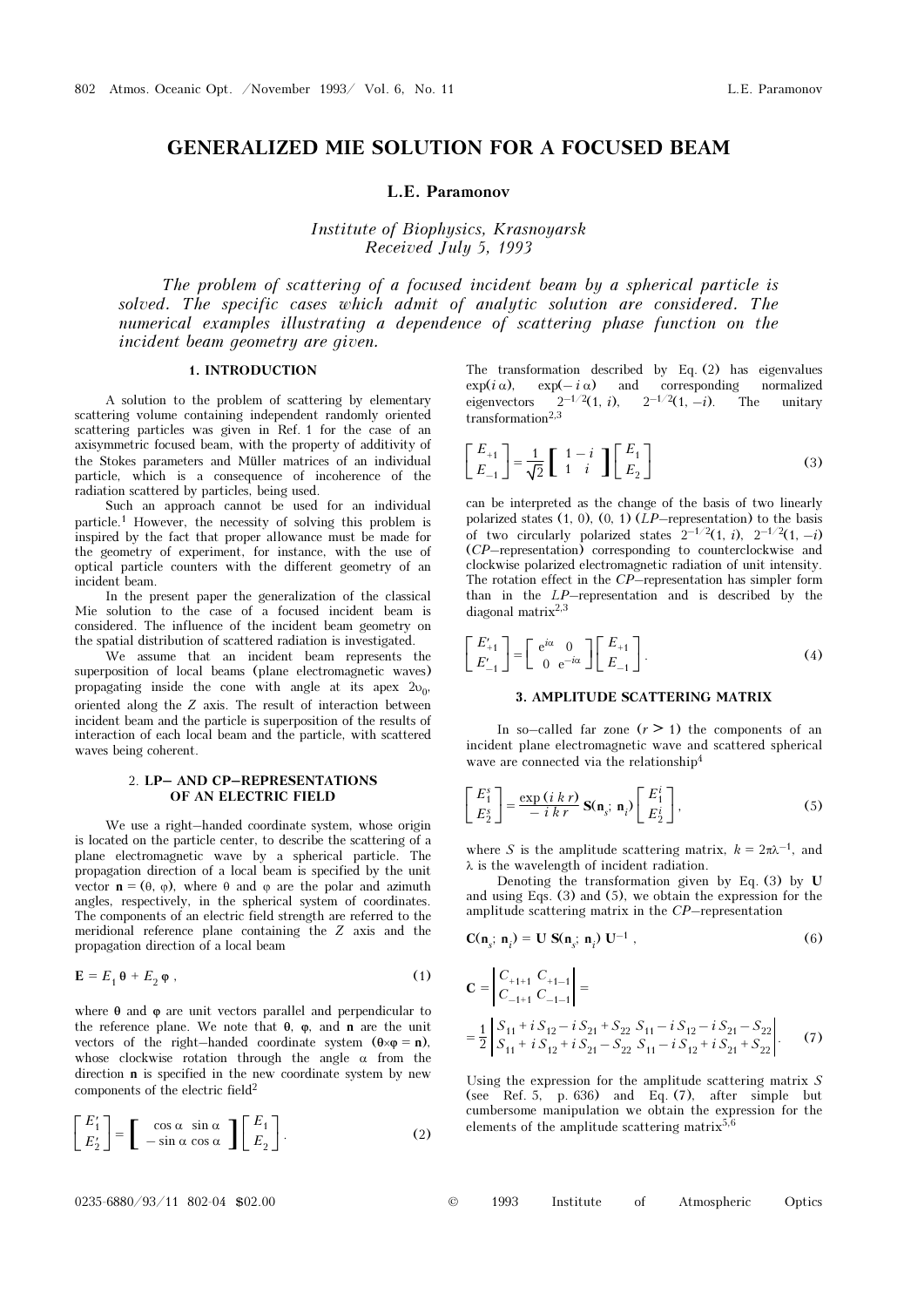# GENERALIZED MIE SOLUTION FOR A FOCUSED BEAM

**L.E. Paramonov**

*Institute of Biophysics, Krasnoyarsk*
*Received July 5, 1993*

*The problem of scattering of a focused incident beam by a spherical particle is solved. The specific cases which admit of analytic solution are considered. The numerical examples illustrating a dependence of scattering phase function on the incident beam geometry are given.*

## 1. INTRODUCTION

A solution to the problem of scattering by elementary scattering volume containing independent randomly oriented scattering particles was given in Ref. 1 for the case of an axisymmetric focused beam, with the property of additivity of the Stokes parameters and Müller matrices of an individual particle, which is a consequence of incoherence of the radiation scattered by particles, being used.

Such an approach cannot be used for an individual particle.[1] However, the necessity of solving this problem is inspired by the fact that proper allowance must be made for the geometry of experiment, for instance, with the use of optical particle counters with the different geometry of an incident beam.

In the present paper the generalization of the classical Mie solution to the case of a focused incident beam is considered. The influence of the incident beam geometry on the spatial distribution of scattered radiation is investigated.

We assume that an incident beam represents the superposition of local beams (plane electromagnetic waves) propagating inside the cone with angle at its apex $2\upsilon_0$, oriented along the $Z$ axis. The result of interaction between incident beam and the particle is superposition of the results of interaction of each local beam and the particle, with scattered waves being coherent.

## 2. LP– AND CP–REPRESENTATIONS OF AN ELECTRIC FIELD

We use a right–handed coordinate system, whose origin is located on the particle center, to describe the scattering of a plane electromagnetic wave by a spherical particle. The propagation direction of a local beam is specified by the unit vector $\mathbf{n} = (\theta, \varphi)$, where $\theta$ and $\varphi$ are the polar and azimuth angles, respectively, in the spherical system of coordinates. The components of an electric field strength are referred to the meridional reference plane containing the $Z$ axis and the propagation direction of a local beam

$$\mathbf{E} = E_1\,\boldsymbol{\theta} + E_2\,\boldsymbol{\varphi}\,, \tag{1}$$

where $\boldsymbol{\theta}$ and $\boldsymbol{\varphi}$ are unit vectors parallel and perpendicular to the reference plane. We note that $\boldsymbol{\theta}$, $\boldsymbol{\varphi}$, and $\mathbf{n}$ are the unit vectors of the right–handed coordinate system ($\boldsymbol{\theta}\times\boldsymbol{\varphi} = \mathbf{n}$), whose clockwise rotation through the angle $\alpha$ from the direction $\mathbf{n}$ is specified in the new coordinate system by new components of the electric field[2]

$$\begin{bmatrix} E'_1 \\ E'_2 \end{bmatrix} = \begin{bmatrix} \cos\alpha & \sin\alpha \\ -\sin\alpha & \cos\alpha \end{bmatrix} \begin{bmatrix} E_1 \\ E_2 \end{bmatrix}. \tag{2}$$

The transformation described by Eq. (2) has eigenvalues $\exp(i\,\alpha)$, $\exp(-\,i\,\alpha)$ and corresponding normalized eigenvectors $2^{-1/2}(1,\,i)$, $2^{-1/2}(1,\,-i)$. The unitary transformation[2,3]

$$\begin{bmatrix} E_{+1} \\ E_{-1} \end{bmatrix} = \frac{1}{\sqrt{2}} \begin{bmatrix} 1 & -i \\ 1 & i \end{bmatrix} \begin{bmatrix} E_1 \\ E_2 \end{bmatrix} \tag{3}$$

can be interpreted as the change of the basis of two linearly polarized states (1, 0), (0, 1) (*LP*–representation) to the basis of two circularly polarized states $2^{-1/2}(1,\,i)$, $2^{-1/2}(1,\,-i)$ (*CP*–representation) corresponding to counterclockwise and clockwise polarized electromagnetic radiation of unit intensity. The rotation effect in the *CP*–representation has simpler form than in the *LP*–representation and is described by the diagonal matrix[2,3]

$$\begin{bmatrix} E'_{+1} \\ E'_{-1} \end{bmatrix} = \begin{bmatrix} e^{i\alpha} & 0 \\ 0 & e^{-i\alpha} \end{bmatrix} \begin{bmatrix} E_{+1} \\ E_{-1} \end{bmatrix}. \tag{4}$$

## 3. AMPLITUDE SCATTERING MATRIX

In so–called far zone ($r \gg 1$) the components of an incident plane electromagnetic wave and scattered spherical wave are connected via the relationship[4]

$$\begin{bmatrix} E_1^s \\ E_2^s \end{bmatrix} = \frac{\exp(i\,k\,r)}{-\,i\,k\,r}\,\mathbf{S}(\mathbf{n}_s;\,\mathbf{n}_i) \begin{bmatrix} E_1^i \\ E_2^i \end{bmatrix}, \tag{5}$$

where $S$ is the amplitude scattering matrix, $k = 2\pi\lambda^{-1}$, and $\lambda$ is the wavelength of incident radiation.

Denoting the transformation given by Eq. (3) by $\mathbf{U}$ and using Eqs. (3) and (5), we obtain the expression for the amplitude scattering matrix in the *CP*–representation

$$\mathbf{C}(\mathbf{n}_s;\,\mathbf{n}_i) = \mathbf{U}\,\mathbf{S}(\mathbf{n}_s;\,\mathbf{n}_i)\,\mathbf{U}^{-1}\,, \tag{6}$$

$$\mathbf{C} = \begin{vmatrix} C_{+1+1} & C_{+1-1} \\ C_{-1+1} & C_{-1-1} \end{vmatrix} = \frac{1}{2} \begin{vmatrix} S_{11} + i\,S_{12} - i\,S_{21} + S_{22} & S_{11} - i\,S_{12} - i\,S_{21} - S_{22} \\ S_{11} + i\,S_{12} + i\,S_{21} - S_{22} & S_{11} - i\,S_{12} + i\,S_{21} + S_{22} \end{vmatrix}. \tag{7}$$

Using the expression for the amplitude scattering matrix $S$ (see Ref. 5, p. 636) and Eq. (7), after simple but cumbersome manipulation we obtain the expression for the elements of the amplitude scattering matrix[5,6]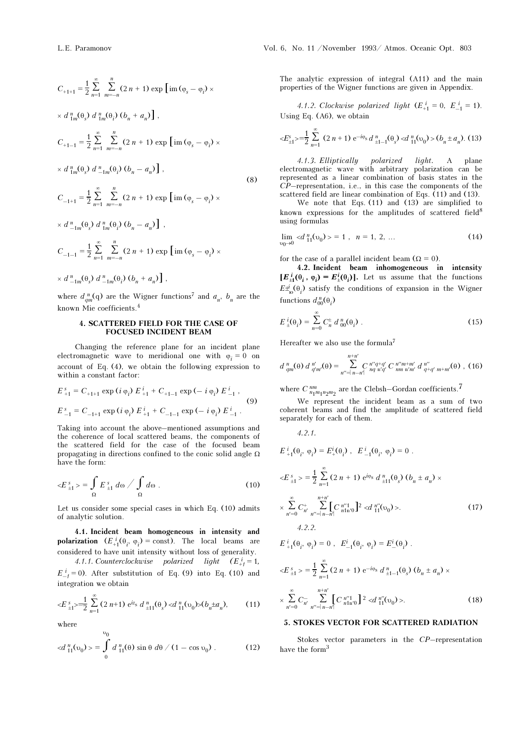$$C_{+1+1} = \frac{1}{2} \sum_{n=1}^{\infty} \sum_{m=-n}^{n} (2\,n + 1) \exp\left[\mathrm{i}m\,(\varphi_s - \varphi_i) \times \right.$$

$$\left. \times\, d^{\,n}_{1m}(\theta_s)\, d^{\,n}_{1m}(\theta_i)\, (b_n + a_n)\right] ,$$

$$C_{+1-1} = \frac{1}{2} \sum_{n=1}^{\infty} \sum_{m=-n}^{n} (2\,n + 1) \exp\left[\mathrm{i}m\,(\varphi_s - \varphi_i) \times \right.$$

$$\left. \times\, d^{\,n}_{1m}(\theta_s)\, d^{\,n}_{-1m}(\theta_i)\, (b_n - a_n)\right] , \tag{8}$$

$$C_{-1+1} = \frac{1}{2} \sum_{n=1}^{\infty} \sum_{m=-n}^{n} (2\,n + 1) \exp\left[\mathrm{i}m\,(\varphi_s - \varphi_i) \times \right.$$

$$\left. \times\, d^{\,n}_{-1m}(\theta_s)\, d^{\,n}_{1m}(\theta_i)\, (b_n - a_n)\right] ,$$

$$C_{-1-1} = \frac{1}{2} \sum_{n=1}^{\infty} \sum_{m=-n}^{n} (2\,n + 1) \exp\left[\mathrm{i}m\,(\varphi_s - \varphi_i) \times \right.$$

$$\left. \times\, d^{\,n}_{-1m}(\theta_s)\, d^{\,n}_{-1m}(\theta_i)\, (b_n + a_n)\right] ,$$

where $d^{\,n}_{qm}(q)$ are the Wigner functions[7] and $a_n$, $b_n$ are the known Mie coefficients.[4]

## 4. SCATTERED FIELD FOR THE CASE OF FOCUSED INCIDENT BEAM

Changing the reference plane for an incident plane electromagnetic wave to meridional one with $\varphi_i = 0$ on account of Eq. (4), we obtain the following expression to within a constant factor:

$$E^{\,s}_{+1} = C_{+1+1} \exp(i\,\varphi_i)\, E^{\,i}_{+1} + C_{+1-1} \exp(-\,i\,\varphi_i)\, E^{\,i}_{-1} \,,$$

$$E^{\,s}_{-1} = C_{-1+1} \exp(i\,\varphi_i)\, E^{\,i}_{+1} + C_{-1-1} \exp(-\,i\,\varphi_i)\, E^{\,i}_{-1} \,. \tag{9}$$

Taking into account the above–mentioned assumptions and the coherence of local scattered beams, the components of the scattered field for the case of the focused beam propagating in directions confined to the conic solid angle $\Omega$ have the form:

$$<E^{\,s}_{\pm 1}> = \int\limits_{\Omega} E^{\,s}_{\pm 1}\, d\omega \Big/ \int\limits_{\Omega} d\omega \,. \tag{10}$$

Let us consider some special cases in which Eq. (10) admits of analytic solution.

**4.1. Incident beam homogeneous in intensity and polarization** ($E^{\,i}_{\pm 1}(\theta_i,\, \varphi_i) = \mathrm{const}$). The local beams are considered to have unit intensity without loss of generality.

*4.1.1. Counterclockwise polarized light* ($E^{\,i}_{+1} = 1$, $E^{\,i}_{-1} = 0$). After substitution of Eq. (9) into Eq. (10) and integration we obtain

$$<E^{\,s}_{\pm 1}> = \frac{1}{2} \sum_{n=1}^{\infty} (2\,n+1)\, e^{iz_s}\, d^{\,n}_{\pm 11}(\theta_s) <d^{\,n}_{11}(\upsilon_0)> (b_n \pm a_n), \tag{11}$$

where

$$<d^{\,n}_{11}(\upsilon_0)> = \int\limits_{0}^{\upsilon_0} d^{\,n}_{11}(\theta) \sin\theta\, d\theta \,/\, (1 - \cos\upsilon_0) \,. \tag{12}$$

The analytic expression of integral (A11) and the main properties of the Wigner functions are given in Appendix.

*4.1.2. Clockwise polarized light* ($E^{\,i}_{+1} = 0$, $E^{\,i}_{-1} = 1$). Using Eq. (A6), we obtain

$$<E^{s}_{\pm 1}> = \frac{1}{2} \sum_{n=1}^{\infty} (2\,n + 1)\, e^{-i\varphi_s}\, d^{\,n}_{\pm 1-1}(\theta_s) <d^{\,n}_{11}(\upsilon_0)> (b_n \pm a_n). \tag{13}$$

*4.1.3. Elliptically polarized light.* A plane electromagnetic wave with arbitrary polarization can be represented as a linear combination of basis states in the *CP*–representation, i.e., in this case the components of the scattered field are linear combination of Eqs. (11) and (13).

We note that Eqs. (11) and (13) are simplified to known expressions for the amplitudes of scattered field[8] using formulas

$$\lim_{\upsilon_0 \to 0} <d^{\,n}_{11}(\upsilon_0)> = 1 \,, \quad n = 1,\, 2,\, \ldots \tag{14}$$

for the case of a parallel incident beam ($\Omega = 0$).

**4.2. Incident beam inhomogeneous in intensity** $[\boldsymbol{E^{\,i}_{\pm 1}(\theta_i,\, \varphi_i) = E^{i}_{\pm}(\theta_i)}]$**.** Let us assume that the functions $E^{\,i}_{\pm}(\theta_i)$ satisfy the conditions of expansion in the Wigner functions $d^{\,n}_{00}(\theta_i)$

$$E^{\,i}_{\pm}(\theta_i) = \sum_{n=0}^{\infty} C^{\pm}_{n}\, d^{\,n}_{00}(\theta_i) \,. \tag{15}$$

Hereafter we also use the formula[7]

$$d^{\,n}_{qm}(\theta)\, d^{\,n'}_{q'm'}(\theta) = \sum_{n''=|n-n'|}^{n+n'} C^{\,n''q+q'}_{nq\;n'q'}\, C^{\,n''m+m'}_{nm\;n'm'}\, d^{\,n''}_{q+q'\;m+m'}(\theta) \,, \tag{16}$$

where $C^{\,nm}_{n_1m_1n_2m_2}$ are the Clebsh–Gordan coefficients.[7]

We represent the incident beam as a sum of two coherent beams and find the amplitude of scattered field separately for each of them.

*4.2.1.*

$$E^{\,i}_{+1}(\theta_i,\, \varphi_i) = E^{i}_{+}(\theta_i) \,, \quad E^{\,i}_{-1}(\theta_i,\, \varphi_i) = 0 \,.$$

$$<E^{\,s}_{\pm 1}> = \frac{1}{2} \sum_{n=1}^{\infty} (2\,n + 1)\, e^{i\varphi_s}\, d^{\,n}_{\pm 11}(\theta_s)\, (b_n \pm a_n) \times$$

$$\times \sum_{n'=0}^{\infty} C^{+}_{n'} \sum_{n''=|n-n'|}^{n+n'} \left[C^{\,n''1}_{n1n'0}\right]^2 <d^{\,n''}_{11}(\upsilon_0)>. \tag{17}$$

*4.2.2.*

$$E^{\,i}_{+1}(\theta_i,\, \varphi_i) = 0 \,, \quad E^{i}_{-1}(\theta_i,\, \varphi_i) = E^{i}_{-}(\theta_i) \,.$$

$$<E^{\,s}_{\pm 1}> = \frac{1}{2} \sum_{n=1}^{\infty} (2\,n + 1)\, e^{-i\varphi_s}\, d^{\,n}_{\pm 1-1}(\theta_s)\, (b_n \pm a_n) \times$$

$$\times \sum_{n'=0}^{\infty} C^{-}_{n'} \sum_{n''=|n-n'|}^{n+n'} \left[C^{\,n''1}_{n1n'0}\right]^2 <d^{\,n''}_{11}(\upsilon_0)>. \tag{18}$$

## 5. STOKES VECTOR FOR SCATTERED RADIATION

Stokes vector parameters in the *CP*–representation have the form[3]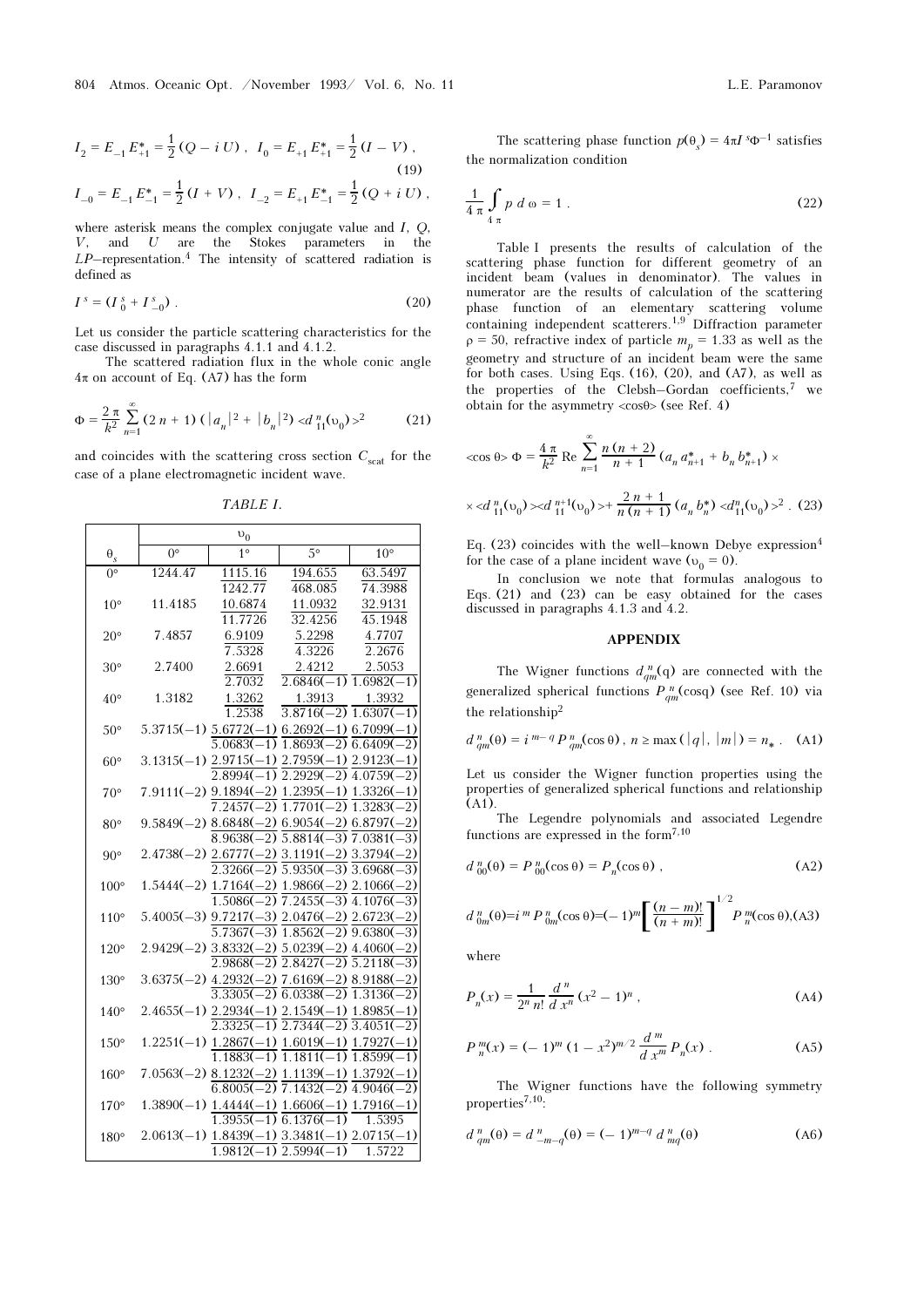$$I_2 = E_{-1} E^*_{+1} = \frac{1}{2}(Q - i\,U)\,, \quad I_0 = E_{+1} E^*_{+1} = \frac{1}{2}(I - V)\,,$$

$$I_{-0} = E_{-1} E^*_{-1} = \frac{1}{2}(I + V)\,, \quad I_{-2} = E_{+1} E^*_{-1} = \frac{1}{2}(Q + i\,U)\,, \tag{19}$$

where asterisk means the complex conjugate value and $I$, $Q$, $V$, and $U$ are the Stokes parameters in the $LP$–representation.[4] The intensity of scattered radiation is defined as

$$I^s = (I^s_0 + I^s_{-0})\,. \tag{20}$$

Let us consider the particle scattering characteristics for the case discussed in paragraphs 4.1.1 and 4.1.2.

The scattered radiation flux in the whole conic angle $4\pi$ on account of Eq. (A7) has the form

$$\Phi = \frac{2\pi}{k^2} \sum_{n=1}^{\infty} (2n+1)\,(|a_n|^2 + |b_n|^2) < d^{\,n}_{11}(\upsilon_0) >^2 \tag{21}$$

and coincides with the scattering cross section $C_{\text{scat}}$ for the case of a plane electromagnetic incident wave.

*TABLE I.*

| $\theta_s$ | $\upsilon_0$ = 0° | 1° | 5° | 10° |
|---|---|---|---|---|
| 0° | 1244.47 | 1115.16 / 1242.77 | 194.655 / 468.085 | 63.5497 / 74.3988 |
| 10° | 11.4185 | 10.6874 / 11.7726 | 11.0932 / 32.4256 | 32.9131 / 45.1948 |
| 20° | 7.4857 | 6.9109 / 7.5328 | 5.2298 / 4.3226 | 4.7707 / 2.2676 |
| 30° | 2.7400 | 2.6691 / 2.7032 | 2.4212 / 2.6846(−1) | 2.5053 / 1.6982(−1) |
| 40° | 1.3182 | 1.3262 / 1.2538 | 1.3913 / 3.8716(−2) | 1.3932 / 1.6307(−1) |
| 50° | 5.3715(−1) | 5.6772(−1) / 5.0683(−1) | 6.2692(−1) / 1.8693(−2) | 6.7099(−1) / 6.6409(−2) |
| 60° | 3.1315(−1) | 2.9715(−1) / 2.8994(−1) | 2.7959(−1) / 2.2929(−2) | 2.9123(−1) / 4.0759(−2) |
| 70° | 7.9111(−2) | 9.1894(−2) / 7.2457(−2) | 1.2395(−1) / 1.7701(−2) | 1.3326(−1) / 1.3283(−2) |
| 80° | 9.5849(−2) | 8.6848(−2) / 8.9638(−2) | 6.9054(−2) / 5.8814(−3) | 6.8797(−2) / 7.0381(−3) |
| 90° | 2.4738(−2) | 2.6777(−2) / 2.3266(−2) | 3.1191(−2) / 5.9350(−3) | 3.3794(−2) / 3.6968(−3) |
| 100° | 1.5444(−2) | 1.7164(−2) / 1.5086(−2) | 1.9866(−2) / 7.2455(−3) | 2.1066(−2) / 4.1076(−3) |
| 110° | 5.4005(−3) | 9.7217(−3) / 5.7367(−3) | 2.0476(−2) / 1.8562(−2) | 2.6723(−2) / 9.6380(−3) |
| 120° | 2.9429(−2) | 3.8332(−2) / 2.9868(−2) | 5.0239(−2) / 2.8427(−2) | 4.4060(−2) / 5.2118(−3) |
| 130° | 3.6375(−2) | 4.2932(−2) / 3.3305(−2) | 7.6169(−2) / 6.0338(−2) | 8.9188(−2) / 1.3136(−2) |
| 140° | 2.4655(−1) | 2.2934(−1) / 2.3325(−1) | 2.1549(−1) / 2.7344(−2) | 1.8985(−1) / 3.4051(−2) |
| 150° | 1.2251(−1) | 1.2867(−1) / 1.1883(−1) | 1.6019(−1) / 1.1811(−1) | 1.7927(−1) / 1.8599(−1) |
| 160° | 7.0563(−2) | 8.1232(−2) / 6.8005(−2) | 1.1139(−1) / 7.1432(−2) | 1.3792(−1) / 4.9046(−2) |
| 170° | 1.3890(−1) | 1.4444(−1) / 1.3955(−1) | 1.6606(−1) / 6.1376(−1) | 1.7916(−1) / 1.5395 |
| 180° | 2.0613(−1) | 1.8439(−1) / 1.9812(−1) | 3.3481(−1) / 2.5994(−1) | 2.0715(−1) / 1.5722 |

The scattering phase function $p(\theta_s) = 4\pi I^s \Phi^{-1}$ satisfies the normalization condition

$$\frac{1}{4\pi} \int_{4\pi} p\, d\omega = 1\,. \tag{22}$$

Table I presents the results of calculation of the scattering phase function for different geometry of an incident beam (values in denominator). The values in numerator are the results of calculation of the scattering phase function of an elementary scattering volume containing independent scatterers.[1,9] Diffraction parameter $\rho = 50$, refractive index of particle $m_p = 1.33$ as well as the geometry and structure of an incident beam were the same for both cases. Using Eqs. (16), (20), and (A7), as well as the properties of the Clebsh–Gordan coefficients,[7] we obtain for the asymmetry $<\cos\theta>$ (see Ref. 4)

$$<\cos\theta>\,\Phi = \frac{4\pi}{k^2}\,\text{Re} \sum_{n=1}^{\infty} \frac{n\,(n+2)}{n+1}\,(a_n a^*_{n+1} + b_n b^*_{n+1}) \times$$

$$\times < d^{\,n}_{11}(\upsilon_0) >< d^{\,n+1}_{11}(\upsilon_0) > + \frac{2n+1}{n\,(n+1)}\,(a_n b^*_n) < d^{\,n}_{11}(\upsilon_0) >^2\,. \tag{23}$$

Eq. (23) coincides with the well–known Debye expression[4] for the case of a plane incident wave ($\upsilon_0 = 0$).

In conclusion we note that formulas analogous to Eqs. (21) and (23) can be easy obtained for the cases discussed in paragraphs 4.1.3 and 4.2.

## APPENDIX

The Wigner functions $d^{\,n}_{qm}(\text{q})$ are connected with the generalized spherical functions $P^{\,n}_{qm}(\cos\text{q})$ (see Ref. 10) via the relationship[2]

$$d^{\,n}_{qm}(\theta) = i^{\,m-q} P^{\,n}_{qm}(\cos\theta)\,,\ n \ge \max(|q|,\ |m|) = n_*\,. \tag{A1}$$

Let us consider the Wigner function properties using the properties of generalized spherical functions and relationship (A1).

The Legendre polynomials and associated Legendre functions are expressed in the form[7,10]

$$d^{\,n}_{00}(\theta) = P^{\,n}_{00}(\cos\theta) = P_n(\cos\theta)\,, \tag{A2}$$

$$d^{\,n}_{0m}(\theta) = i^{\,m} P^{\,n}_{0m}(\cos\theta) = (-1)^m \left[\frac{(n-m)!}{(n+m)!}\right]^{1/2} P^{\,m}_n(\cos\theta), \tag{A3}$$

where

$$P_n(x) = \frac{1}{2^n\, n!}\,\frac{d^{\,n}}{d\,x^n}\,(x^2 - 1)^n\,, \tag{A4}$$

$$P^{\,m}_n(x) = (-1)^m\,(1 - x^2)^{m/2}\,\frac{d^{\,m}}{d\,x^m}\,P_n(x)\,. \tag{A5}$$

The Wigner functions have the following symmetry properties[7,10]:

$$d^{\,n}_{qm}(\theta) = d^{\,n}_{-m-q}(\theta) = (-1)^{m-q}\, d^{\,n}_{mq}(\theta) \tag{A6}$$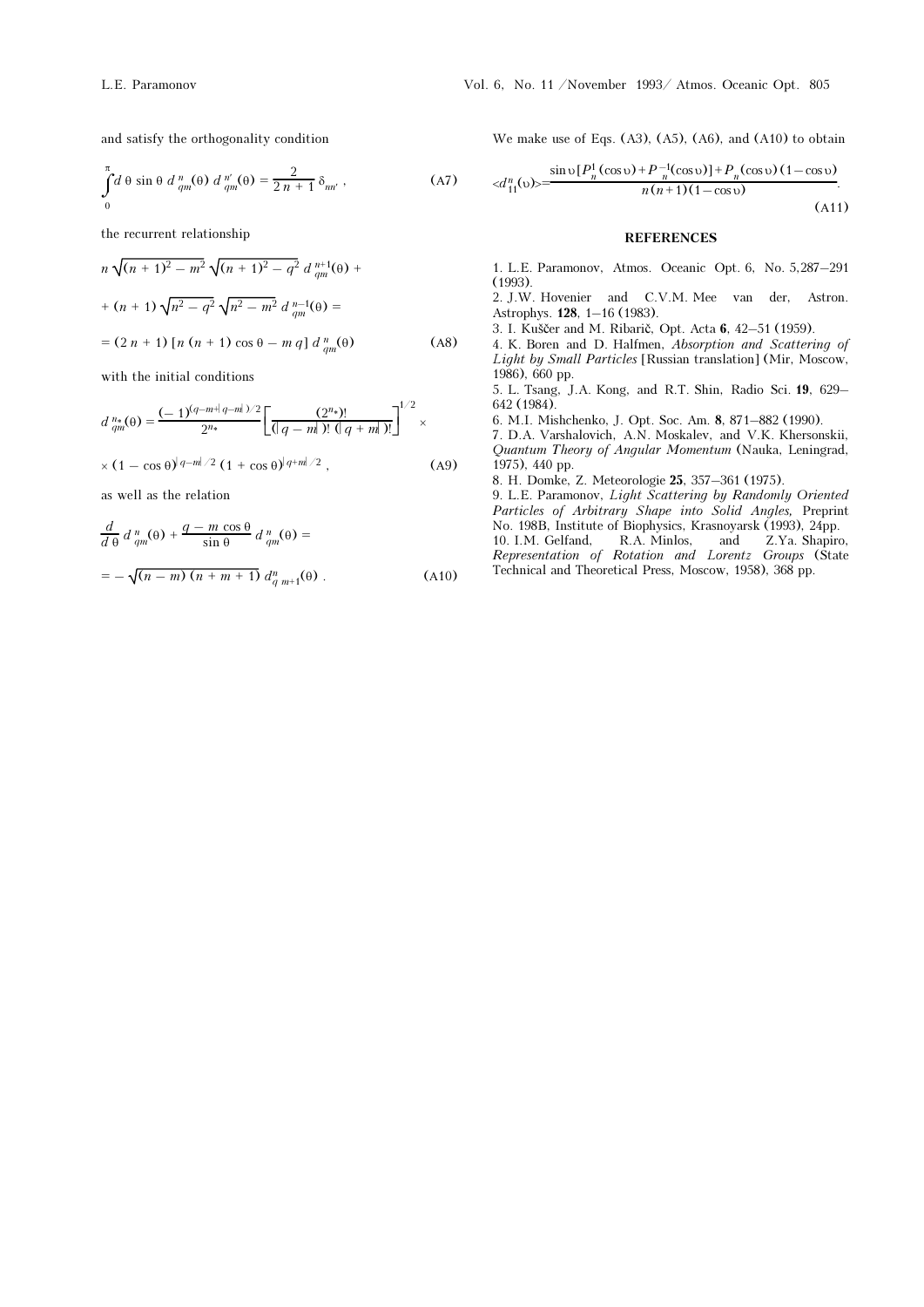and satisfy the orthogonality condition

$$\int_0^{\pi} d\theta \sin\theta \, d^{\,n}_{qm}(\theta)\, d^{\,n'}_{qm}(\theta) = \frac{2}{2n+1}\,\delta_{nn'}\,, \tag{A7}$$

the recurrent relationship

$$n\sqrt{(n+1)^2-m^2}\sqrt{(n+1)^2-q^2}\; d^{\,n+1}_{qm}(\theta) +$$

$$+ (n+1)\sqrt{n^2-q^2}\sqrt{n^2-m^2}\; d^{\,n-1}_{qm}(\theta) =$$

$$= (2n+1)\,[n\,(n+1)\cos\theta - m\,q]\; d^{\,n}_{qm}(\theta) \tag{A8}$$

with the initial conditions

$$d^{\,n_*}_{qm}(\theta) = \frac{(-1)^{(q-m+|q-m|)/2}}{2^{n_*}}\left[\frac{(2n_*)!}{(|q-m|)!\,(|q+m|)!}\right]^{1/2} \times$$

$$\times\,(1-\cos\theta)^{|q-m|/2}\,(1+\cos\theta)^{|q+m|/2}\,, \tag{A9}$$

as well as the relation

$$\frac{d}{d\theta}\, d^{\,n}_{qm}(\theta) + \frac{q-m\cos\theta}{\sin\theta}\, d^{\,n}_{qm}(\theta) =$$

$$= -\sqrt{(n-m)\,(n+m+1)}\; d^{\,n}_{q\;m+1}(\theta)\,. \tag{A10}$$

We make use of Eqs. (A3), (A5), (A6), and (A10) to obtain

$$<d^{\,n}_{11}(\upsilon)> = \frac{\sin\upsilon\,[P^{1}_{n}(\cos\upsilon) + P^{-1}_{n}(\cos\upsilon)] + P_n(\cos\upsilon)\,(1-\cos\upsilon)}{n\,(n+1)\,(1-\cos\upsilon)}. \tag{A11}$$

## REFERENCES

1. L.E. Paramonov, Atmos. Oceanic Opt. 6, No. 5, 287–291 (1993).
2. J.W. Hovenier and C.V.M. Mee van der, Astron. Astrophys. **128**, 1–16 (1983).
3. I. Kuščer and M. Ribarič, Opt. Acta **6**, 42–51 (1959).
4. K. Boren and D. Halfmen, *Absorption and Scattering of Light by Small Particles* [Russian translation] (Mir, Moscow, 1986), 660 pp.
5. L. Tsang, J.A. Kong, and R.T. Shin, Radio Sci. **19**, 629–642 (1984).
6. M.I. Mishchenko, J. Opt. Soc. Am. **8**, 871–882 (1990).
7. D.A. Varshalovich, A.N. Moskalev, and V.K. Khersonskii, *Quantum Theory of Angular Momentum* (Nauka, Leningrad, 1975), 440 pp.
8. H. Domke, Z. Meteorologie **25**, 357–361 (1975).
9. L.E. Paramonov, *Light Scattering by Randomly Oriented Particles of Arbitrary Shape into Solid Angles,* Preprint No. 198B, Institute of Biophysics, Krasnoyarsk (1993), 24pp.
10. I.M. Gelfand, R.A. Minlos, and Z.Ya. Shapiro, *Representation of Rotation and Lorentz Groups* (State Technical and Theoretical Press, Moscow, 1958), 368 pp.